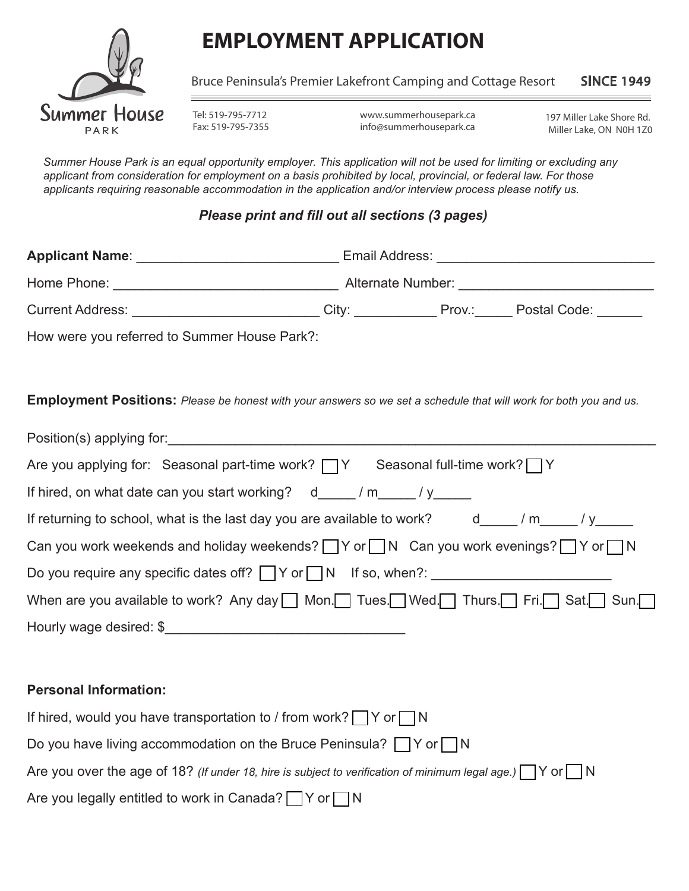Summer House PARK

# EMPLOYMENT APPLICATION

Bruce Peninsula's Premier Lakefront Camping and Cottage Resort **SINCE 1949**

Tel: 519-795-7712
Fax: 519-795-7355

www.summerhousepark.ca
info@summerhousepark.ca

197 Miller Lake Shore Rd.
Miller Lake, ON N0H 1Z0

*Summer House Park is an equal opportunity employer. This application will not be used for limiting or excluding any applicant from consideration for employment on a basis prohibited by local, provincial, or federal law. For those applicants requiring reasonable accommodation in the application and/or interview process please notify us.*

***Please print and fill out all sections (3 pages)***

**Applicant Name**: __________________________ Email Address: ____________________________

Home Phone: _____________________________ Alternate Number: _________________________

Current Address: ________________________ City: __________ Prov.:_____ Postal Code: ______

How were you referred to Summer House Park?:

**Employment Positions:** *Please be honest with your answers so we set a schedule that will work for both you and us.*

Position(s) applying for:_______________________________________________________________

Are you applying for: Seasonal part-time work? ☐ Y Seasonal full-time work? ☐ Y

If hired, on what date can you start working? d_____ / m_____ / y_____

If returning to school, what is the last day you are available to work? d_____ / m_____ / y_____

Can you work weekends and holiday weekends? ☐ Y or ☐ N Can you work evenings? ☐ Y or ☐ N

Do you require any specific dates off? ☐ Y or ☐ N If so, when?: _______________________

When are you available to work? Any day ☐ Mon. ☐ Tues. ☐ Wed. ☐ Thurs. ☐ Fri. ☐ Sat. ☐ Sun. ☐

Hourly wage desired: $_______________________________

**Personal Information:**

If hired, would you have transportation to / from work? ☐ Y or ☐ N

Do you have living accommodation on the Bruce Peninsula? ☐ Y or ☐ N

Are you over the age of 18? *(If under 18, hire is subject to verification of minimum legal age.)* ☐ Y or ☐ N

Are you legally entitled to work in Canada? ☐ Y or ☐ N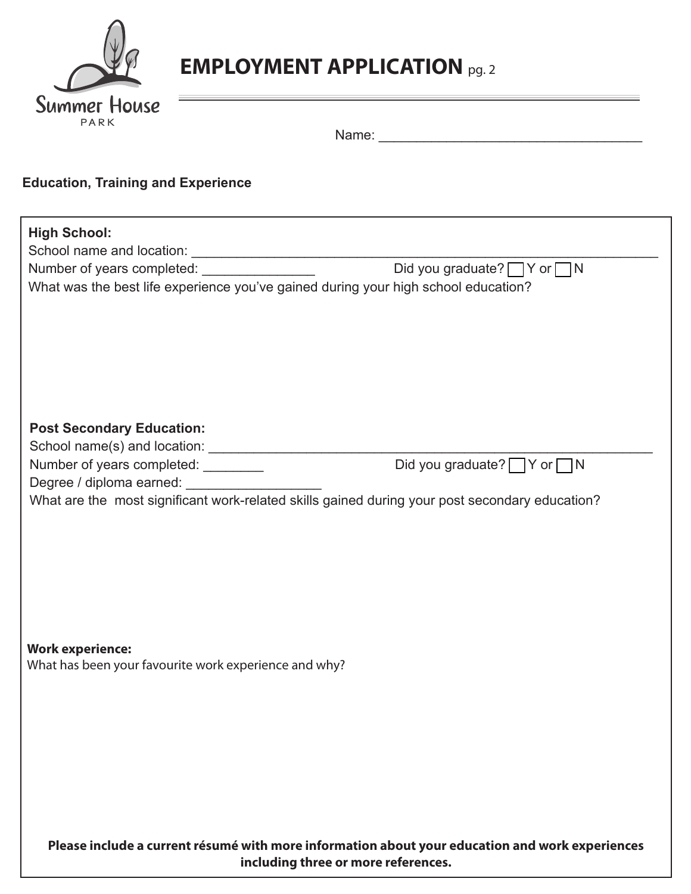Summer House PARK

# EMPLOYMENT APPLICATION pg. 2

Name: ___________________________________

## Education, Training and Experience

**High School:**

School name and location: ___________________________________________________________________

Number of years completed: _______________ Did you graduate? ☐ Y or ☐ N

What was the best life experience you've gained during your high school education?

**Post Secondary Education:**

School name(s) and location: _______________________________________________________________

Number of years completed: ________ Did you graduate? ☐ Y or ☐ N

Degree / diploma earned: __________________

What are the most significant work-related skills gained during your post secondary education?

**Work experience:**

What has been your favourite work experience and why?

**Please include a current résumé with more information about your education and work experiences including three or more references.**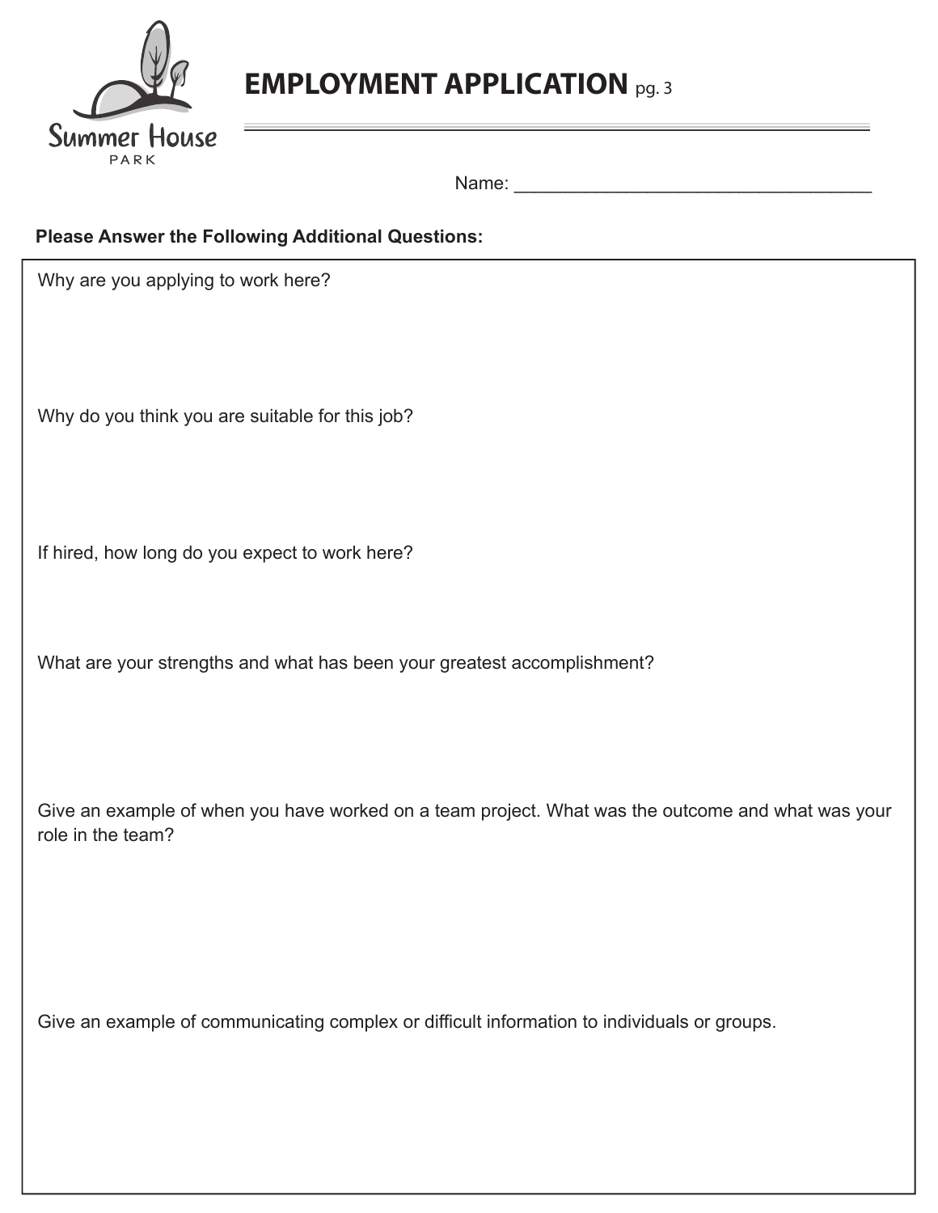Summer House

PARK

# EMPLOYMENT APPLICATION pg. 3

Name: ___________________________________

**Please Answer the Following Additional Questions:**

Why are you applying to work here?

Why do you think you are suitable for this job?

If hired, how long do you expect to work here?

What are your strengths and what has been your greatest accomplishment?

Give an example of when you have worked on a team project. What was the outcome and what was your role in the team?

Give an example of communicating complex or difficult information to individuals or groups.